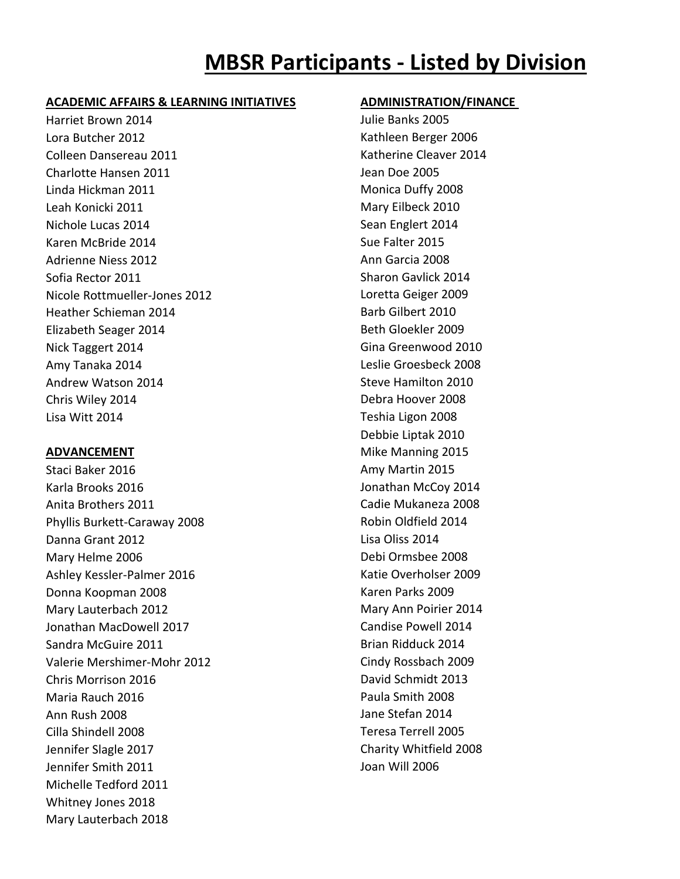# MBSR Participants - Listed by Division

**ACADEMIC AFFAIRS & LEARNING INITIATIVES**

Harriet Brown 2014
Lora Butcher 2012
Colleen Dansereau 2011
Charlotte Hansen 2011
Linda Hickman 2011
Leah Konicki 2011
Nichole Lucas 2014
Karen McBride 2014
Adrienne Niess 2012
Sofia Rector 2011
Nicole Rottmueller-Jones 2012
Heather Schieman 2014
Elizabeth Seager 2014
Nick Taggert 2014
Amy Tanaka 2014
Andrew Watson 2014
Chris Wiley 2014
Lisa Witt 2014

**ADVANCEMENT**

Staci Baker 2016
Karla Brooks 2016
Anita Brothers 2011
Phyllis Burkett-Caraway 2008
Danna Grant 2012
Mary Helme 2006
Ashley Kessler-Palmer 2016
Donna Koopman 2008
Mary Lauterbach 2012
Jonathan MacDowell 2017
Sandra McGuire 2011
Valerie Mershimer-Mohr 2012
Chris Morrison 2016
Maria Rauch 2016
Ann Rush 2008
Cilla Shindell 2008
Jennifer Slagle 2017
Jennifer Smith 2011
Michelle Tedford 2011
Whitney Jones 2018
Mary Lauterbach 2018

**ADMINISTRATION/FINANCE**

Julie Banks 2005
Kathleen Berger 2006
Katherine Cleaver 2014
Jean Doe 2005
Monica Duffy 2008
Mary Eilbeck 2010
Sean Englert 2014
Sue Falter 2015
Ann Garcia 2008
Sharon Gavlick 2014
Loretta Geiger 2009
Barb Gilbert 2010
Beth Gloekler 2009
Gina Greenwood 2010
Leslie Groesbeck 2008
Steve Hamilton 2010
Debra Hoover 2008
Teshia Ligon 2008
Debbie Liptak 2010
Mike Manning 2015
Amy Martin 2015
Jonathan McCoy 2014
Cadie Mukaneza 2008
Robin Oldfield 2014
Lisa Oliss 2014
Debi Ormsbee 2008
Katie Overholser 2009
Karen Parks 2009
Mary Ann Poirier 2014
Candise Powell 2014
Brian Ridduck 2014
Cindy Rossbach 2009
David Schmidt 2013
Paula Smith 2008
Jane Stefan 2014
Teresa Terrell 2005
Charity Whitfield 2008
Joan Will 2006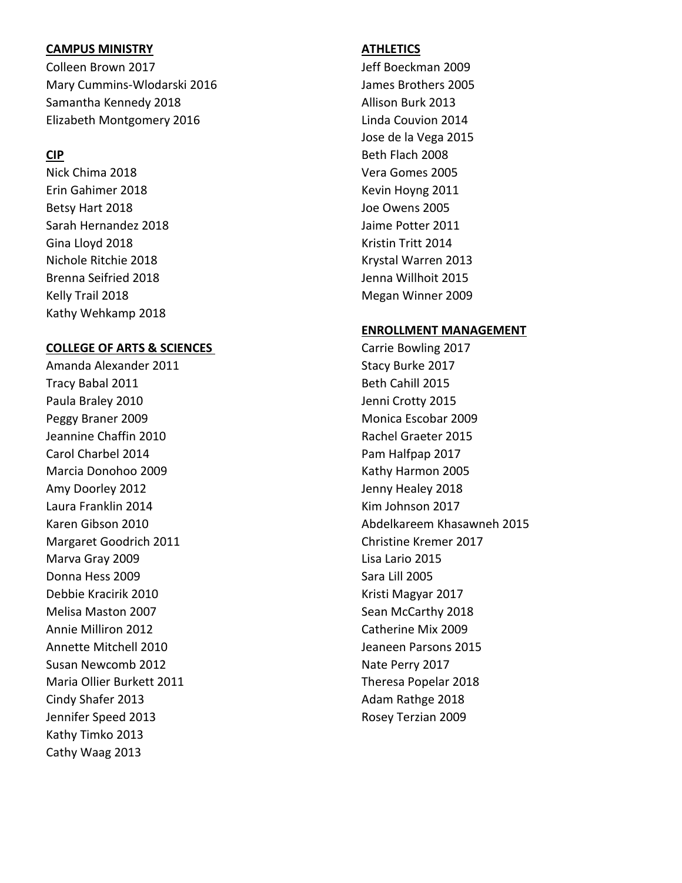**CAMPUS MINISTRY**

Colleen Brown 2017
Mary Cummins-Wlodarski 2016
Samantha Kennedy 2018
Elizabeth Montgomery 2016

**CIP**

Nick Chima 2018
Erin Gahimer 2018
Betsy Hart 2018
Sarah Hernandez 2018
Gina Lloyd 2018
Nichole Ritchie 2018
Brenna Seifried 2018
Kelly Trail 2018
Kathy Wehkamp 2018

**COLLEGE OF ARTS & SCIENCES**

Amanda Alexander 2011
Tracy Babal 2011
Paula Braley 2010
Peggy Braner 2009
Jeannine Chaffin 2010
Carol Charbel 2014
Marcia Donohoo 2009
Amy Doorley 2012
Laura Franklin 2014
Karen Gibson 2010
Margaret Goodrich 2011
Marva Gray 2009
Donna Hess 2009
Debbie Kracirik 2010
Melisa Maston 2007
Annie Milliron 2012
Annette Mitchell 2010
Susan Newcomb 2012
Maria Ollier Burkett 2011
Cindy Shafer 2013
Jennifer Speed 2013
Kathy Timko 2013
Cathy Waag 2013

**ATHLETICS**

Jeff Boeckman 2009
James Brothers 2005
Allison Burk 2013
Linda Couvion 2014
Jose de la Vega 2015
Beth Flach 2008
Vera Gomes 2005
Kevin Hoyng 2011
Joe Owens 2005
Jaime Potter 2011
Kristin Tritt 2014
Krystal Warren 2013
Jenna Willhoit 2015
Megan Winner 2009

**ENROLLMENT MANAGEMENT**

Carrie Bowling 2017
Stacy Burke 2017
Beth Cahill 2015
Jenni Crotty 2015
Monica Escobar 2009
Rachel Graeter 2015
Pam Halfpap 2017
Kathy Harmon 2005
Jenny Healey 2018
Kim Johnson 2017
Abdelkareem Khasawneh 2015
Christine Kremer 2017
Lisa Lario 2015
Sara Lill 2005
Kristi Magyar 2017
Sean McCarthy 2018
Catherine Mix 2009
Jeaneen Parsons 2015
Nate Perry 2017
Theresa Popelar 2018
Adam Rathge 2018
Rosey Terzian 2009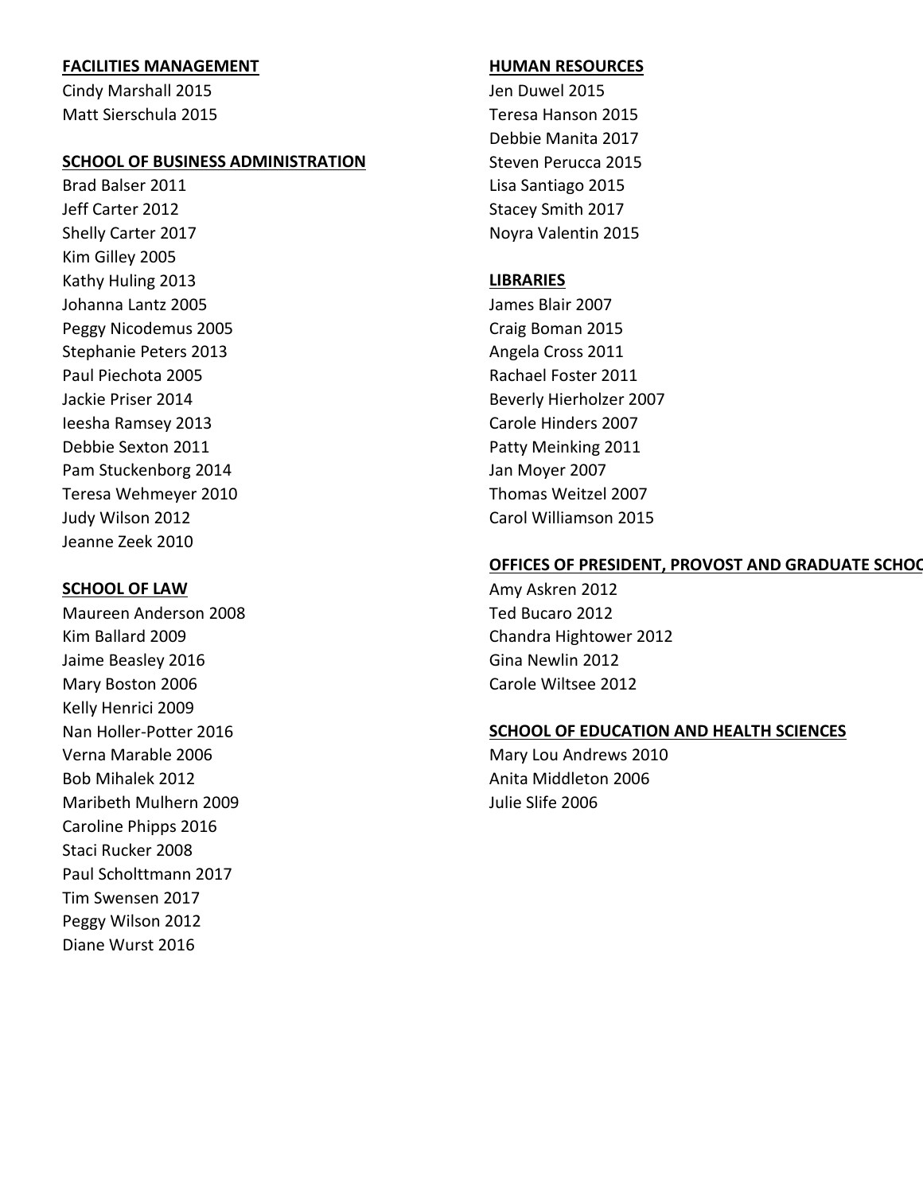**FACILITIES MANAGEMENT**

Cindy Marshall 2015
Matt Sierschula 2015

**SCHOOL OF BUSINESS ADMINISTRATION**

Brad Balser 2011
Jeff Carter 2012
Shelly Carter 2017
Kim Gilley 2005
Kathy Huling 2013
Johanna Lantz 2005
Peggy Nicodemus 2005
Stephanie Peters 2013
Paul Piechota 2005
Jackie Priser 2014
Ieesha Ramsey 2013
Debbie Sexton 2011
Pam Stuckenborg 2014
Teresa Wehmeyer 2010
Judy Wilson 2012
Jeanne Zeek 2010

**SCHOOL OF LAW**

Maureen Anderson 2008
Kim Ballard 2009
Jaime Beasley 2016
Mary Boston 2006
Kelly Henrici 2009
Nan Holler-Potter 2016
Verna Marable 2006
Bob Mihalek 2012
Maribeth Mulhern 2009
Caroline Phipps 2016
Staci Rucker 2008
Paul Scholttmann 2017
Tim Swensen 2017
Peggy Wilson 2012
Diane Wurst 2016

**HUMAN RESOURCES**

Jen Duwel 2015
Teresa Hanson 2015
Debbie Manita 2017
Steven Perucca 2015
Lisa Santiago 2015
Stacey Smith 2017
Noyra Valentin 2015

**LIBRARIES**

James Blair 2007
Craig Boman 2015
Angela Cross 2011
Rachael Foster 2011
Beverly Hierholzer 2007
Carole Hinders 2007
Patty Meinking 2011
Jan Moyer 2007
Thomas Weitzel 2007
Carol Williamson 2015

**OFFICES OF PRESIDENT, PROVOST AND GRADUATE SCHOO**

Amy Askren 2012
Ted Bucaro 2012
Chandra Hightower 2012
Gina Newlin 2012
Carole Wiltsee 2012

**SCHOOL OF EDUCATION AND HEALTH SCIENCES**

Mary Lou Andrews 2010
Anita Middleton 2006
Julie Slife 2006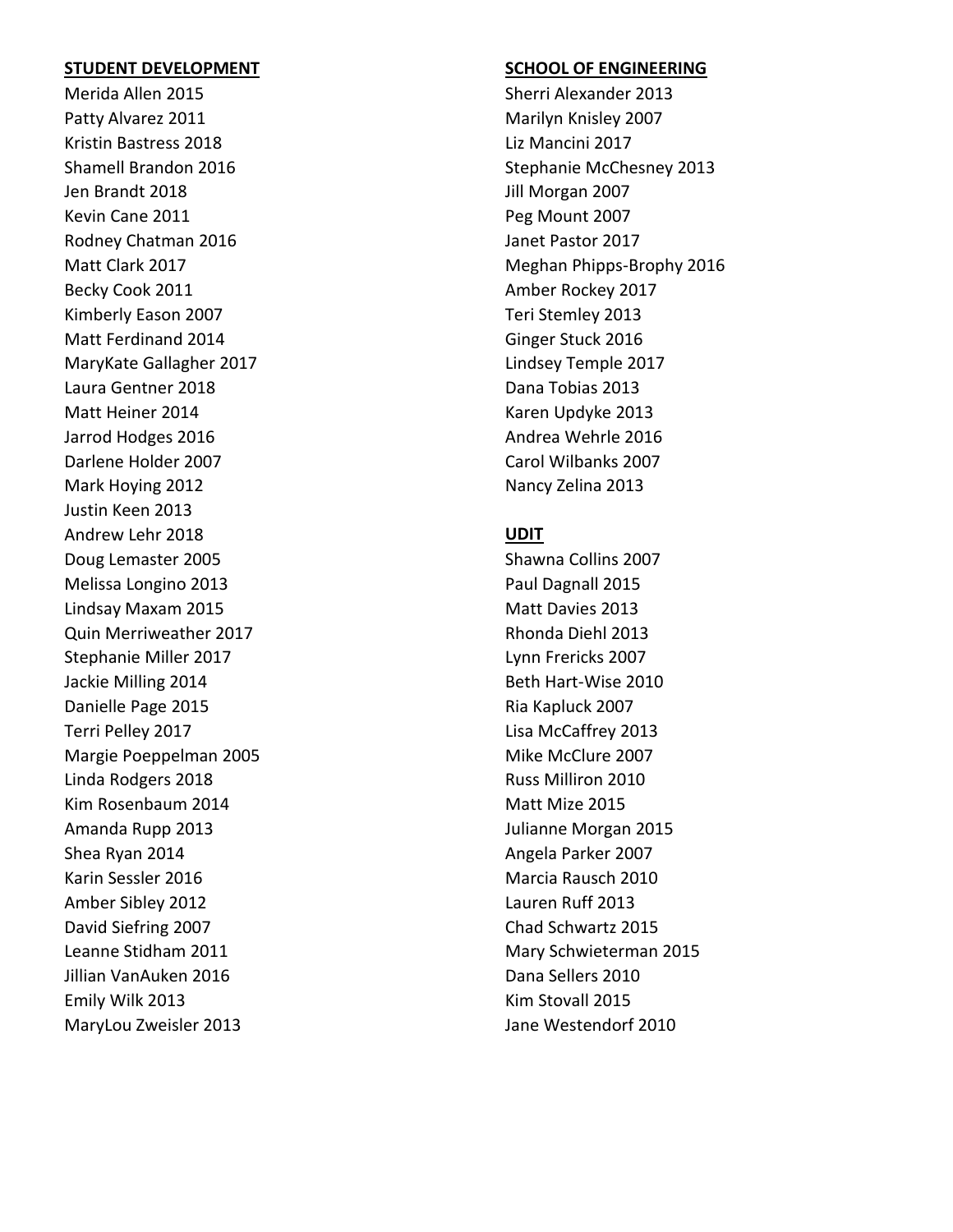**STUDENT DEVELOPMENT**

Merida Allen 2015
Patty Alvarez 2011
Kristin Bastress 2018
Shamell Brandon 2016
Jen Brandt 2018
Kevin Cane 2011
Rodney Chatman 2016
Matt Clark 2017
Becky Cook 2011
Kimberly Eason 2007
Matt Ferdinand 2014
MaryKate Gallagher 2017
Laura Gentner 2018
Matt Heiner 2014
Jarrod Hodges 2016
Darlene Holder 2007
Mark Hoying 2012
Justin Keen 2013
Andrew Lehr 2018
Doug Lemaster 2005
Melissa Longino 2013
Lindsay Maxam 2015
Quin Merriweather 2017
Stephanie Miller 2017
Jackie Milling 2014
Danielle Page 2015
Terri Pelley 2017
Margie Poeppelman 2005
Linda Rodgers 2018
Kim Rosenbaum 2014
Amanda Rupp 2013
Shea Ryan 2014
Karin Sessler 2016
Amber Sibley 2012
David Siefring 2007
Leanne Stidham 2011
Jillian VanAuken 2016
Emily Wilk 2013
MaryLou Zweisler 2013

**SCHOOL OF ENGINEERING**

Sherri Alexander 2013
Marilyn Knisley 2007
Liz Mancini 2017
Stephanie McChesney 2013
Jill Morgan 2007
Peg Mount 2007
Janet Pastor 2017
Meghan Phipps-Brophy 2016
Amber Rockey 2017
Teri Stemley 2013
Ginger Stuck 2016
Lindsey Temple 2017
Dana Tobias 2013
Karen Updyke 2013
Andrea Wehrle 2016
Carol Wilbanks 2007
Nancy Zelina 2013

**UDIT**

Shawna Collins 2007
Paul Dagnall 2015
Matt Davies 2013
Rhonda Diehl 2013
Lynn Frericks 2007
Beth Hart-Wise 2010
Ria Kapluck 2007
Lisa McCaffrey 2013
Mike McClure 2007
Russ Milliron 2010
Matt Mize 2015
Julianne Morgan 2015
Angela Parker 2007
Marcia Rausch 2010
Lauren Ruff 2013
Chad Schwartz 2015
Mary Schwieterman 2015
Dana Sellers 2010
Kim Stovall 2015
Jane Westendorf 2010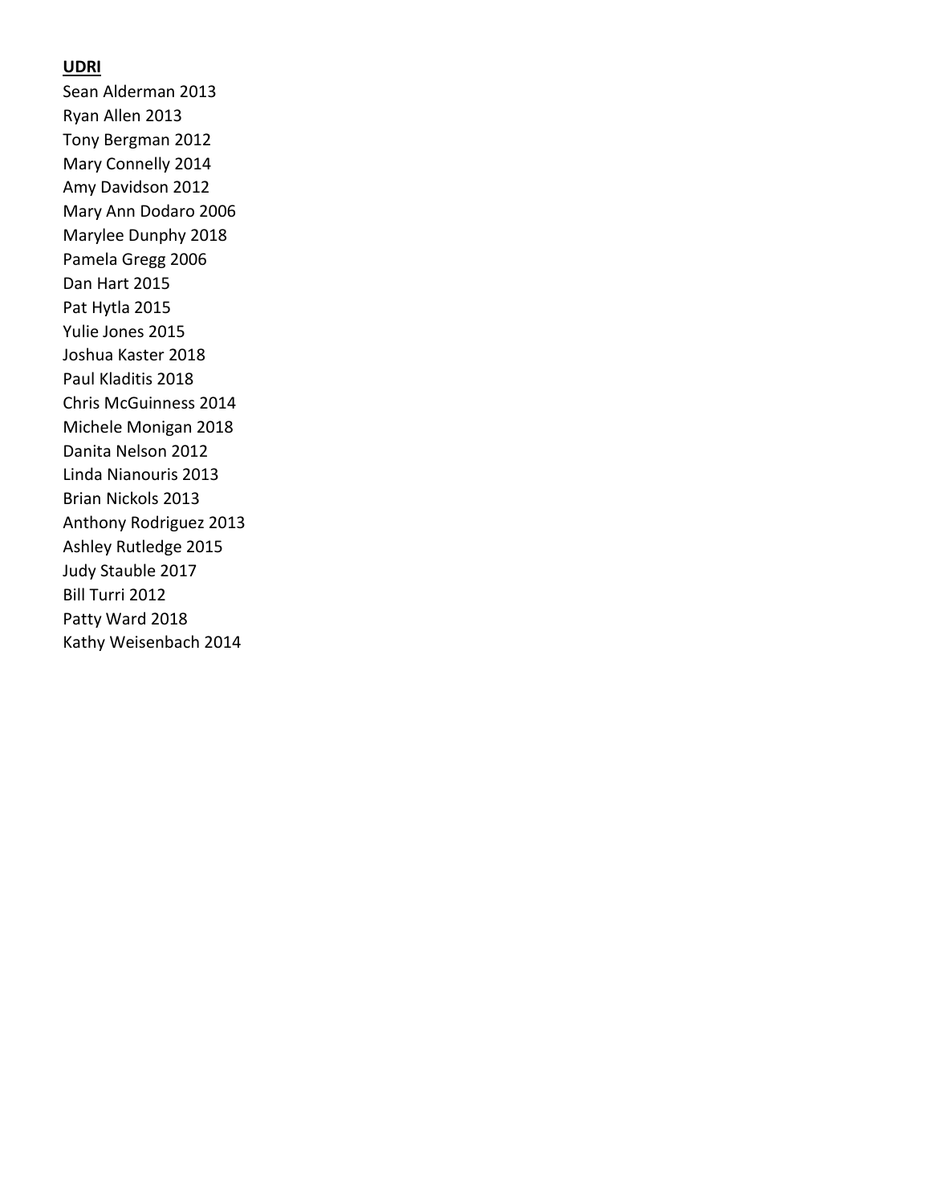**<u>UDRI</u>**

Sean Alderman 2013
Ryan Allen 2013
Tony Bergman 2012
Mary Connelly 2014
Amy Davidson 2012
Mary Ann Dodaro 2006
Marylee Dunphy 2018
Pamela Gregg 2006
Dan Hart 2015
Pat Hytla 2015
Yulie Jones 2015
Joshua Kaster 2018
Paul Kladitis 2018
Chris McGuinness 2014
Michele Monigan 2018
Danita Nelson 2012
Linda Nianouris 2013
Brian Nickols 2013
Anthony Rodriguez 2013
Ashley Rutledge 2015
Judy Stauble 2017
Bill Turri 2012
Patty Ward 2018
Kathy Weisenbach 2014